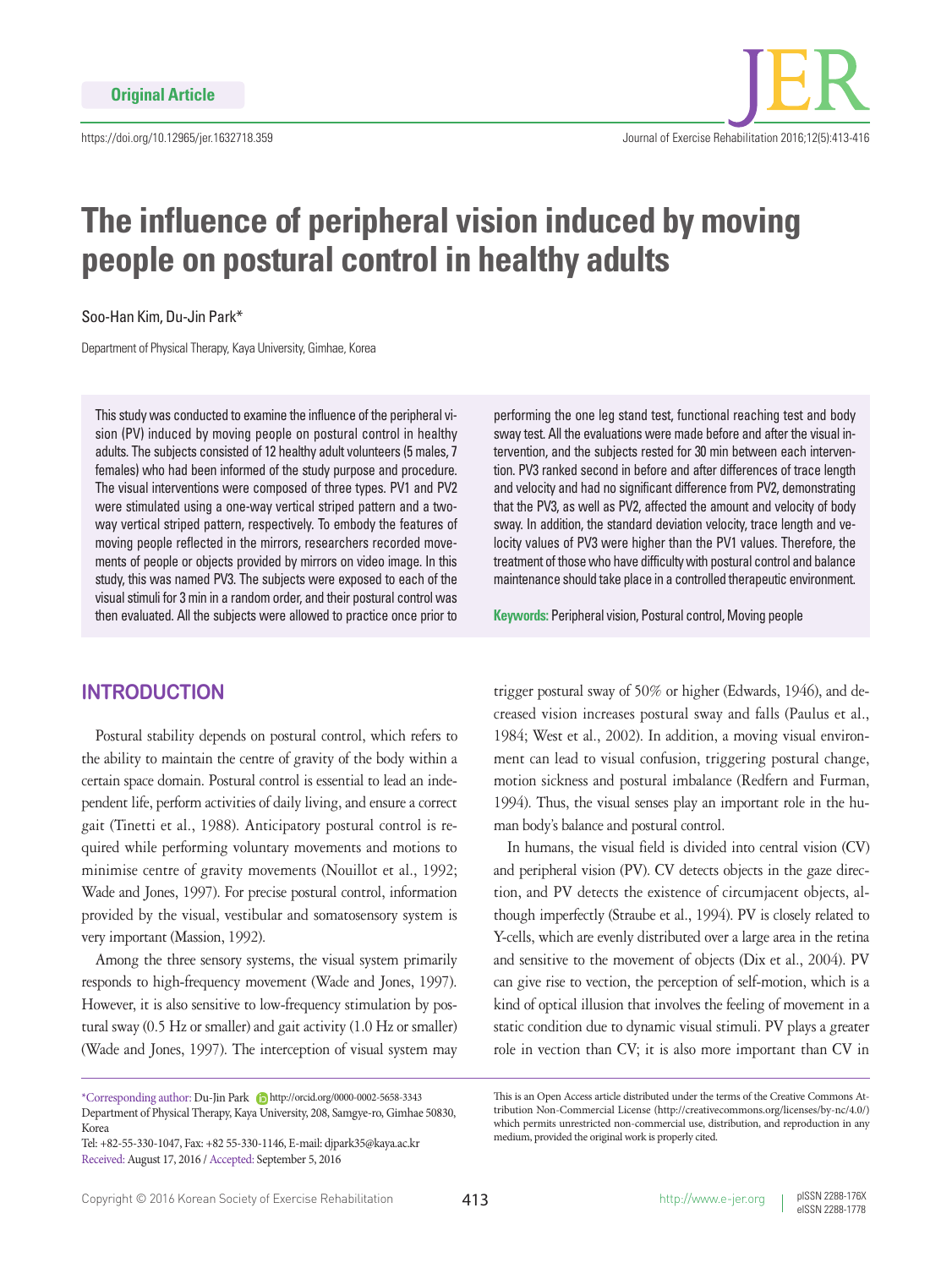Original Article

https://doi.org/10.12965/jer.1632718.359

# The influence of peripheral vision induced by moving people on postural control in healthy adults

Soo-Han Kim, Du-Jin Park*

Department of Physical Therapy, Kaya University, Gimhae, Korea

This study was conducted to examine the influence of the peripheral vision (PV) induced by moving people on postural control in healthy adults. The subjects consisted of 12 healthy adult volunteers (5 males, 7 females) who had been informed of the study purpose and procedure. The visual interventions were composed of three types. PV1 and PV2 were stimulated using a one-way vertical striped pattern and a two-way vertical striped pattern, respectively. To embody the features of moving people reflected in the mirrors, researchers recorded movements of people or objects provided by mirrors on video image. In this study, this was named PV3. The subjects were exposed to each of the visual stimuli for 3 min in a random order, and their postural control was then evaluated. All the subjects were allowed to practice once prior to performing the one leg stand test, functional reaching test and body sway test. All the evaluations were made before and after the visual intervention, and the subjects rested for 30 min between each intervention. PV3 ranked second in before and after differences of trace length and velocity and had no significant difference from PV2, demonstrating that the PV3, as well as PV2, affected the amount and velocity of body sway. In addition, the standard deviation velocity, trace length and velocity values of PV3 were higher than the PV1 values. Therefore, the treatment of those who have difficulty with postural control and balance maintenance should take place in a controlled therapeutic environment.

**Keywords:** Peripheral vision, Postural control, Moving people

## INTRODUCTION

Postural stability depends on postural control, which refers to the ability to maintain the centre of gravity of the body within a certain space domain. Postural control is essential to lead an independent life, perform activities of daily living, and ensure a correct gait (Tinetti et al., 1988). Anticipatory postural control is required while performing voluntary movements and motions to minimise centre of gravity movements (Nouillot et al., 1992; Wade and Jones, 1997). For precise postural control, information provided by the visual, vestibular and somatosensory system is very important (Massion, 1992).

Among the three sensory systems, the visual system primarily responds to high-frequency movement (Wade and Jones, 1997). However, it is also sensitive to low-frequency stimulation by postural sway (0.5 Hz or smaller) and gait activity (1.0 Hz or smaller) (Wade and Jones, 1997). The interception of visual system may trigger postural sway of 50% or higher (Edwards, 1946), and decreased vision increases postural sway and falls (Paulus et al., 1984; West et al., 2002). In addition, a moving visual environment can lead to visual confusion, triggering postural change, motion sickness and postural imbalance (Redfern and Furman, 1994). Thus, the visual senses play an important role in the human body's balance and postural control.

In humans, the visual field is divided into central vision (CV) and peripheral vision (PV). CV detects objects in the gaze direction, and PV detects the existence of circumjacent objects, although imperfectly (Straube et al., 1994). PV is closely related to Y-cells, which are evenly distributed over a large area in the retina and sensitive to the movement of objects (Dix et al., 2004). PV can give rise to vection, the perception of self-motion, which is a kind of optical illusion that involves the feeling of movement in a static condition due to dynamic visual stimuli. PV plays a greater role in vection than CV; it is also more important than CV in

*Corresponding author: Du-Jin Park http://orcid.org/0000-0002-5658-3343
Department of Physical Therapy, Kaya University, 208, Samgye-ro, Gimhae 50830, Korea
Tel: +82-55-330-1047, Fax: +82 55-330-1146, E-mail: djpark35@kaya.ac.kr
Received: August 17, 2016 / Accepted: September 5, 2016

This is an Open Access article distributed under the terms of the Creative Commons Attribution Non-Commercial License (http://creativecommons.org/licenses/by-nc/4.0/) which permits unrestricted non-commercial use, distribution, and reproduction in any medium, provided the original work is properly cited.

Copyright © 2016 Korean Society of Exercise Rehabilitation

http://www.e-jer.org pISSN 2288-176X eISSN 2288-1778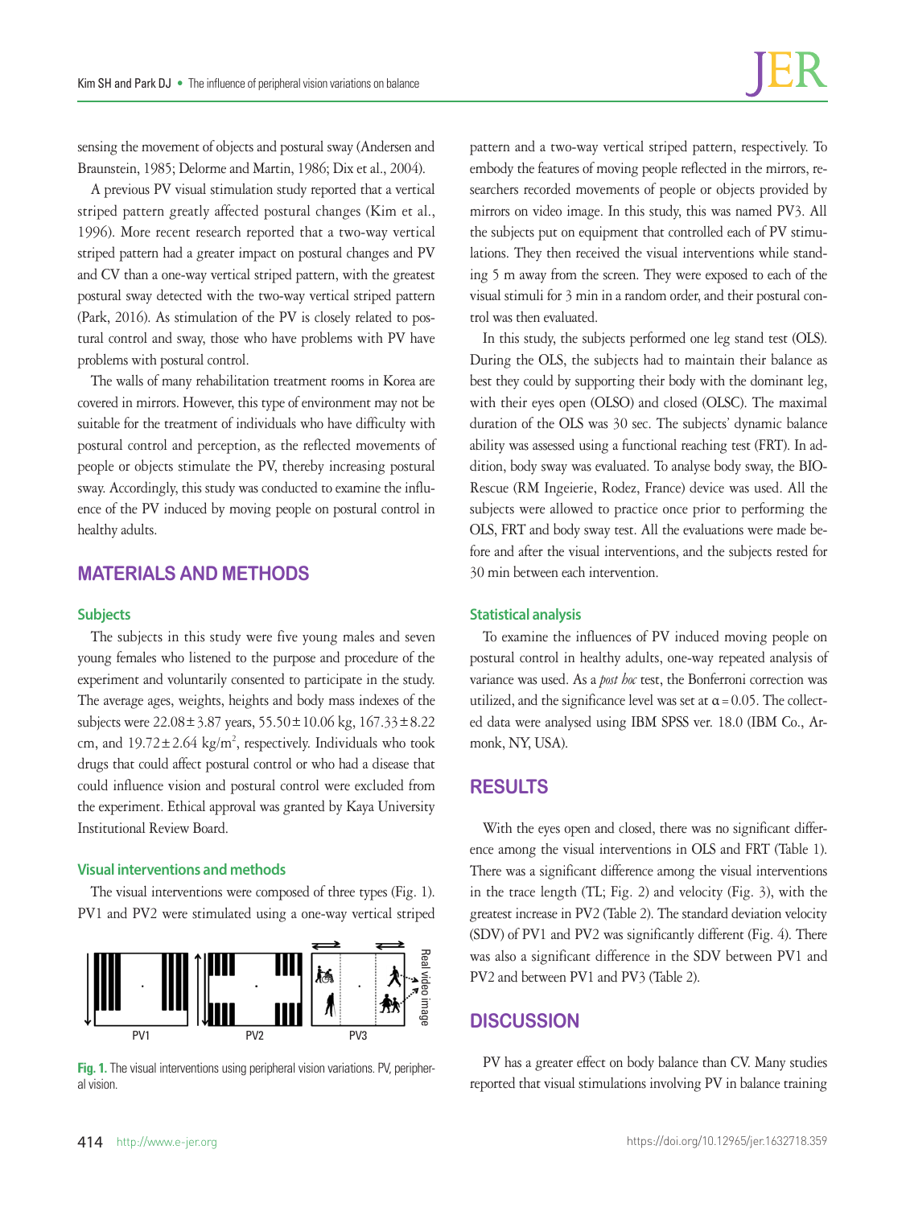sensing the movement of objects and postural sway (Andersen and Braunstein, 1985; Delorme and Martin, 1986; Dix et al., 2004).

A previous PV visual stimulation study reported that a vertical striped pattern greatly affected postural changes (Kim et al., 1996). More recent research reported that a two-way vertical striped pattern had a greater impact on postural changes and PV and CV than a one-way vertical striped pattern, with the greatest postural sway detected with the two-way vertical striped pattern (Park, 2016). As stimulation of the PV is closely related to postural control and sway, those who have problems with PV have problems with postural control.

The walls of many rehabilitation treatment rooms in Korea are covered in mirrors. However, this type of environment may not be suitable for the treatment of individuals who have difficulty with postural control and perception, as the reflected movements of people or objects stimulate the PV, thereby increasing postural sway. Accordingly, this study was conducted to examine the influence of the PV induced by moving people on postural control in healthy adults.

## MATERIALS AND METHODS

### Subjects

The subjects in this study were five young males and seven young females who listened to the purpose and procedure of the experiment and voluntarily consented to participate in the study. The average ages, weights, heights and body mass indexes of the subjects were 22.08±3.87 years, 55.50±10.06 kg, 167.33±8.22 cm, and 19.72±2.64 kg/m$^2$, respectively. Individuals who took drugs that could affect postural control or who had a disease that could influence vision and postural control were excluded from the experiment. Ethical approval was granted by Kaya University Institutional Review Board.

### Visual interventions and methods

The visual interventions were composed of three types (Fig. 1). PV1 and PV2 were stimulated using a one-way vertical striped pattern and a two-way vertical striped pattern, respectively. To embody the features of moving people reflected in the mirrors, researchers recorded movements of people or objects provided by mirrors on video image. In this study, this was named PV3. All the subjects put on equipment that controlled each of PV stimulations. They then received the visual interventions while standing 5 m away from the screen. They were exposed to each of the visual stimuli for 3 min in a random order, and their postural control was then evaluated.

Fig. 1. The visual interventions using peripheral vision variations. PV, peripheral vision.

In this study, the subjects performed one leg stand test (OLS). During the OLS, the subjects had to maintain their balance as best they could by supporting their body with the dominant leg, with their eyes open (OLSO) and closed (OLSC). The maximal duration of the OLS was 30 sec. The subjects' dynamic balance ability was assessed using a functional reaching test (FRT). In addition, body sway was evaluated. To analyse body sway, the BIO-Rescue (RM Ingeierie, Rodez, France) device was used. All the subjects were allowed to practice once prior to performing the OLS, FRT and body sway test. All the evaluations were made before and after the visual interventions, and the subjects rested for 30 min between each intervention.

### Statistical analysis

To examine the influences of PV induced moving people on postural control in healthy adults, one-way repeated analysis of variance was used. As a *post hoc* test, the Bonferroni correction was utilized, and the significance level was set at $\alpha = 0.05$. The collected data were analysed using IBM SPSS ver. 18.0 (IBM Co., Armonk, NY, USA).

## RESULTS

With the eyes open and closed, there was no significant difference among the visual interventions in OLS and FRT (Table 1). There was a significant difference among the visual interventions in the trace length (TL; Fig. 2) and velocity (Fig. 3), with the greatest increase in PV2 (Table 2). The standard deviation velocity (SDV) of PV1 and PV2 was significantly different (Fig. 4). There was also a significant difference in the SDV between PV1 and PV2 and between PV1 and PV3 (Table 2).

## DISCUSSION

PV has a greater effect on body balance than CV. Many studies reported that visual stimulations involving PV in balance training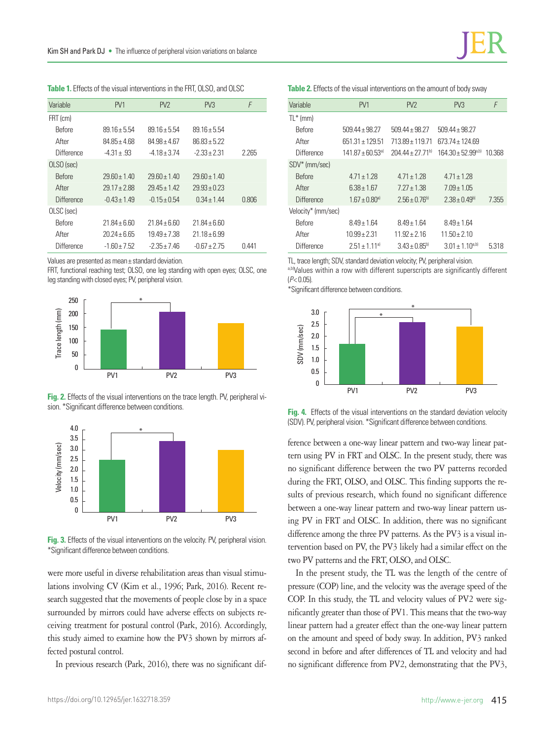**Table 1.** Effects of the visual interventions in the FRT, OLSO, and OLSC

| Variable | PV1 | PV2 | PV3 | *F* |
|---|---|---|---|---|
| FRT (cm) | | | | |
| Before | 89.16±5.54 | 89.16±5.54 | 89.16±5.54 | |
| After | 84.85±4.68 | 84.98±4.67 | 86.83±5.22 | |
| Difference | -4.31±.93 | -4.18±3.74 | -2.33±2.31 | 2.265 |
| OLSO (sec) | | | | |
| Before | 29.60±1.40 | 29.60±1.40 | 29.60±1.40 | |
| After | 29.17±2.88 | 29.45±1.42 | 29.93±0.23 | |
| Difference | -0.43±1.49 | -0.15±0.54 | 0.34±1.44 | 0.806 |
| OLSC (sec) | | | | |
| Before | 21.84±6.60 | 21.84±6.60 | 21.84±6.60 | |
| After | 20.24±6.65 | 19.49±7.38 | 21.18±6.99 | |
| Difference | -1.60±7.52 | -2.35±7.46 | -0.67±2.75 | 0.441 |

Values are presented as mean±standard deviation.
FRT, functional reaching test; OLSO, one leg standing with open eyes; OLSC, one leg standing with closed eyes; PV, peripheral vision.

**Fig. 2.** Effects of the visual interventions on the trace length. PV, peripheral vision. *Significant difference between conditions.

**Fig. 3.** Effects of the visual interventions on the velocity. PV, peripheral vision. *Significant difference between conditions.

were more useful in diverse rehabilitation areas than visual stimulations involving CV (Kim et al., 1996; Park, 2016). Recent research suggested that the movements of people close by in a space surrounded by mirrors could have adverse effects on subjects receiving treatment for postural control (Park, 2016). Accordingly, this study aimed to examine how the PV3 shown by mirrors affected postural control.

In previous research (Park, 2016), there was no significant difference between a one-way linear pattern and two-way linear pattern using PV in FRT and OLSC. In the present study, there was no significant difference between the two PV patterns recorded during the FRT, OLSO, and OLSC. This finding supports the results of previous research, which found no significant difference between a one-way linear pattern and two-way linear pattern using PV in FRT and OLSC. In addition, there was no significant difference among the three PV patterns. As the PV3 is a visual intervention based on PV, the PV3 likely had a similar effect on the two PV patterns and the FRT, OLSO, and OLSC.

**Table 2.** Effects of the visual interventions on the amount of body sway

| Variable | PV1 | PV2 | PV3 | *F* |
|---|---|---|---|---|
| TL* (mm) | | | | |
| Before | 509.44±98.27 | 509.44±98.27 | 509.44±98.27 | |
| After | 651.31±129.51 | 713.89±119.71 | 673.74±124.69 | |
| Difference | 141.87±60.53[a] | 204.44±27.71[b] | 164.30±52.99[a,b] | 10.368 |
| SDV* (mm/sec) | | | | |
| Before | 4.71±1.28 | 4.71±1.28 | 4.71±1.28 | |
| After | 6.38±1.67 | 7.27±1.38 | 7.09±1.05 | |
| Difference | 1.67±0.80[a] | 2.56±0.76[b] | 2.38±0.49[b] | 7.355 |
| Velocity* (mm/sec) | | | | |
| Before | 8.49±1.64 | 8.49±1.64 | 8.49±1.64 | |
| After | 10.99±2.31 | 11.92±2.16 | 11.50±2.10 | |
| Difference | 2.51±1.11[a] | 3.43±0.85[b] | 3.01±1.10[a,b] | 5.318 |

TL, trace length; SDV, standard deviation velocity; PV, peripheral vision.
[a,b]Values within a row with different superscripts are significantly different ($P<0.05$).
*Significant difference between conditions.

**Fig. 4.** Effects of the visual interventions on the standard deviation velocity (SDV). PV, peripheral vision. *Significant difference between conditions.

In the present study, the TL was the length of the centre of pressure (COP) line, and the velocity was the average speed of the COP. In this study, the TL and velocity values of PV2 were significantly greater than those of PV1. This means that the two-way linear pattern had a greater effect than the one-way linear pattern on the amount and speed of body sway. In addition, PV3 ranked second in before and after differences of TL and velocity and had no significant difference from PV2, demonstrating that the PV3,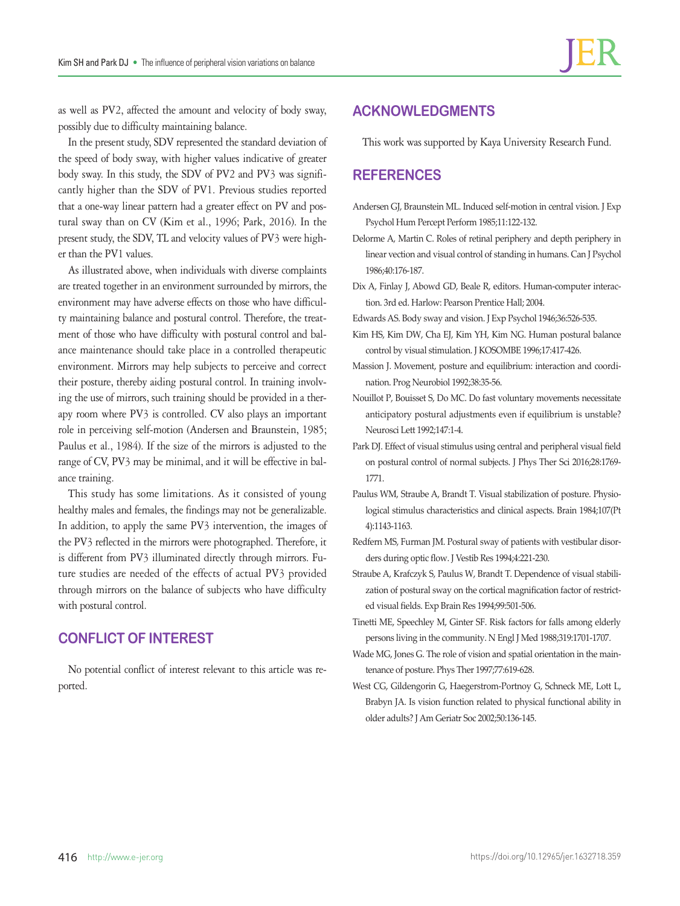as well as PV2, affected the amount and velocity of body sway, possibly due to difficulty maintaining balance.

In the present study, SDV represented the standard deviation of the speed of body sway, with higher values indicative of greater body sway. In this study, the SDV of PV2 and PV3 was significantly higher than the SDV of PV1. Previous studies reported that a one-way linear pattern had a greater effect on PV and postural sway than on CV (Kim et al., 1996; Park, 2016). In the present study, the SDV, TL and velocity values of PV3 were higher than the PV1 values.

As illustrated above, when individuals with diverse complaints are treated together in an environment surrounded by mirrors, the environment may have adverse effects on those who have difficulty maintaining balance and postural control. Therefore, the treatment of those who have difficulty with postural control and balance maintenance should take place in a controlled therapeutic environment. Mirrors may help subjects to perceive and correct their posture, thereby aiding postural control. In training involving the use of mirrors, such training should be provided in a therapy room where PV3 is controlled. CV also plays an important role in perceiving self-motion (Andersen and Braunstein, 1985; Paulus et al., 1984). If the size of the mirrors is adjusted to the range of CV, PV3 may be minimal, and it will be effective in balance training.

This study has some limitations. As it consisted of young healthy males and females, the findings may not be generalizable. In addition, to apply the same PV3 intervention, the images of the PV3 reflected in the mirrors were photographed. Therefore, it is different from PV3 illuminated directly through mirrors. Future studies are needed of the effects of actual PV3 provided through mirrors on the balance of subjects who have difficulty with postural control.

## CONFLICT OF INTEREST

No potential conflict of interest relevant to this article was reported.

## ACKNOWLEDGMENTS

This work was supported by Kaya University Research Fund.

## REFERENCES

Andersen GJ, Braunstein ML. Induced self-motion in central vision. J Exp Psychol Hum Percept Perform 1985;11:122-132.

Delorme A, Martin C. Roles of retinal periphery and depth periphery in linear vection and visual control of standing in humans. Can J Psychol 1986;40:176-187.

Dix A, Finlay J, Abowd GD, Beale R, editors. Human-computer interaction. 3rd ed. Harlow: Pearson Prentice Hall; 2004.

Edwards AS. Body sway and vision. J Exp Psychol 1946;36:526-535.

Kim HS, Kim DW, Cha EJ, Kim YH, Kim NG. Human postural balance control by visual stimulation. J KOSOMBE 1996;17:417-426.

Massion J. Movement, posture and equilibrium: interaction and coordination. Prog Neurobiol 1992;38:35-56.

Nouillot P, Bouisset S, Do MC. Do fast voluntary movements necessitate anticipatory postural adjustments even if equilibrium is unstable? Neurosci Lett 1992;147:1-4.

Park DJ. Effect of visual stimulus using central and peripheral visual field on postural control of normal subjects. J Phys Ther Sci 2016;28:1769-1771.

Paulus WM, Straube A, Brandt T. Visual stabilization of posture. Physiological stimulus characteristics and clinical aspects. Brain 1984;107(Pt 4):1143-1163.

Redfern MS, Furman JM. Postural sway of patients with vestibular disorders during optic flow. J Vestib Res 1994;4:221-230.

Straube A, Krafczyk S, Paulus W, Brandt T. Dependence of visual stabilization of postural sway on the cortical magnification factor of restricted visual fields. Exp Brain Res 1994;99:501-506.

Tinetti ME, Speechley M, Ginter SF. Risk factors for falls among elderly persons living in the community. N Engl J Med 1988;319:1701-1707.

Wade MG, Jones G. The role of vision and spatial orientation in the maintenance of posture. Phys Ther 1997;77:619-628.

West CG, Gildengorin G, Haegerstrom-Portnoy G, Schneck ME, Lott L, Brabyn JA. Is vision function related to physical functional ability in older adults? J Am Geriatr Soc 2002;50:136-145.